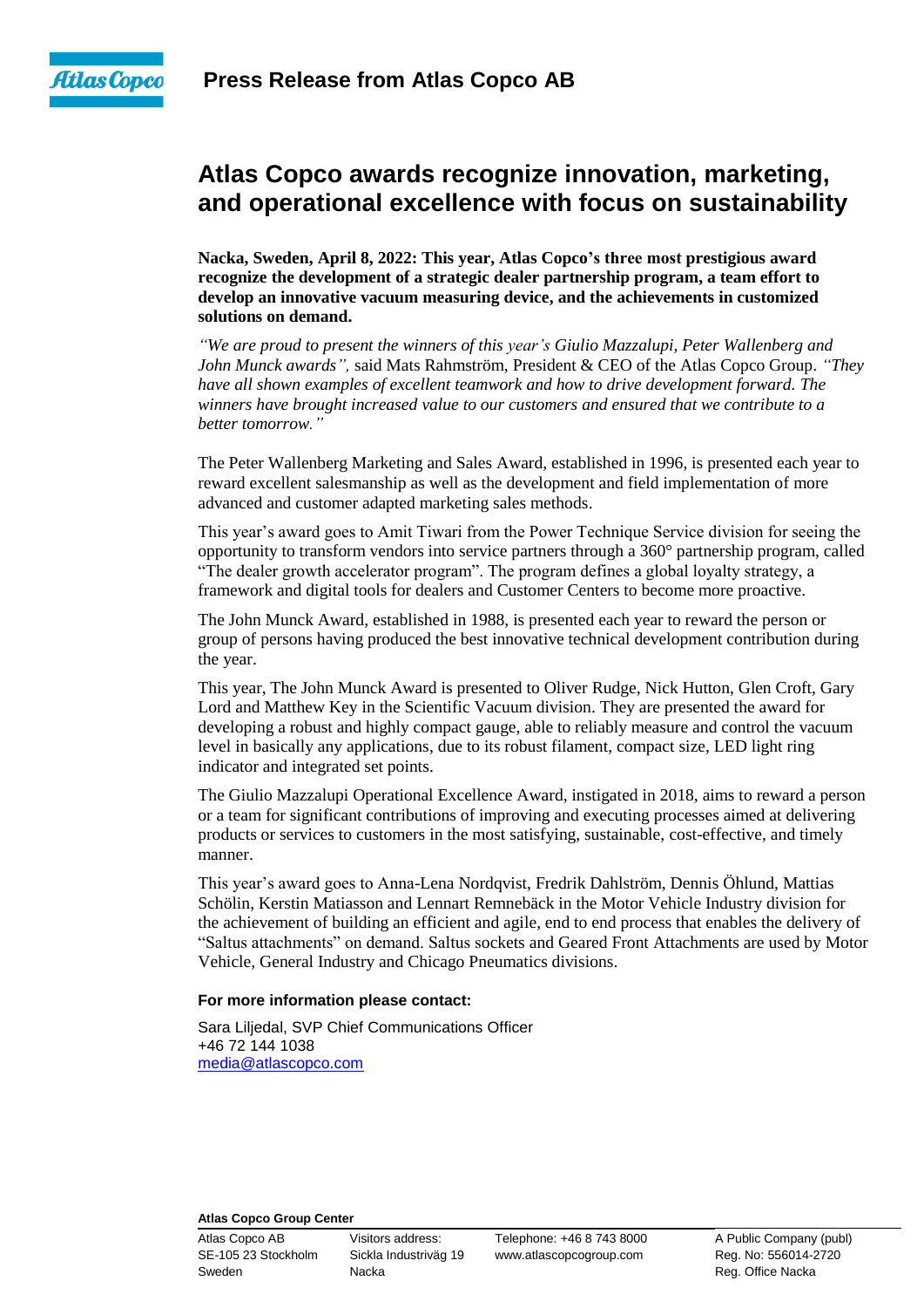**Press Release from Atlas Copco AB**

# Atlas Copco awards recognize innovation, marketing, and operational excellence with focus on sustainability

**Nacka, Sweden, April 8, 2022: This year, Atlas Copco's three most prestigious award recognize the development of a strategic dealer partnership program, a team effort to develop an innovative vacuum measuring device, and the achievements in customized solutions on demand.**

*"We are proud to present the winners of this year's Giulio Mazzalupi, Peter Wallenberg and John Munck awards",* said Mats Rahmström, President & CEO of the Atlas Copco Group. *"They have all shown examples of excellent teamwork and how to drive development forward. The winners have brought increased value to our customers and ensured that we contribute to a better tomorrow."*

The Peter Wallenberg Marketing and Sales Award, established in 1996, is presented each year to reward excellent salesmanship as well as the development and field implementation of more advanced and customer adapted marketing sales methods.

This year's award goes to Amit Tiwari from the Power Technique Service division for seeing the opportunity to transform vendors into service partners through a 360° partnership program, called "The dealer growth accelerator program". The program defines a global loyalty strategy, a framework and digital tools for dealers and Customer Centers to become more proactive.

The John Munck Award, established in 1988, is presented each year to reward the person or group of persons having produced the best innovative technical development contribution during the year.

This year, The John Munck Award is presented to Oliver Rudge, Nick Hutton, Glen Croft, Gary Lord and Matthew Key in the Scientific Vacuum division. They are presented the award for developing a robust and highly compact gauge, able to reliably measure and control the vacuum level in basically any applications, due to its robust filament, compact size, LED light ring indicator and integrated set points.

The Giulio Mazzalupi Operational Excellence Award, instigated in 2018, aims to reward a person or a team for significant contributions of improving and executing processes aimed at delivering products or services to customers in the most satisfying, sustainable, cost-effective, and timely manner.

This year's award goes to Anna-Lena Nordqvist, Fredrik Dahlström, Dennis Öhlund, Mattias Schölin, Kerstin Matiasson and Lennart Remnebäck in the Motor Vehicle Industry division for the achievement of building an efficient and agile, end to end process that enables the delivery of "Saltus attachments" on demand. Saltus sockets and Geared Front Attachments are used by Motor Vehicle, General Industry and Chicago Pneumatics divisions.

**For more information please contact:**

Sara Liljedal, SVP Chief Communications Officer
+46 72 144 1038
media@atlascopco.com

**Atlas Copco Group Center**

Atlas Copco AB
SE-105 23 Stockholm
Sweden

Visitors address:
Sickla Industriväg 19
Nacka

Telephone: +46 8 743 8000
www.atlascopcogroup.com

A Public Company (publ)
Reg. No: 556014-2720
Reg. Office Nacka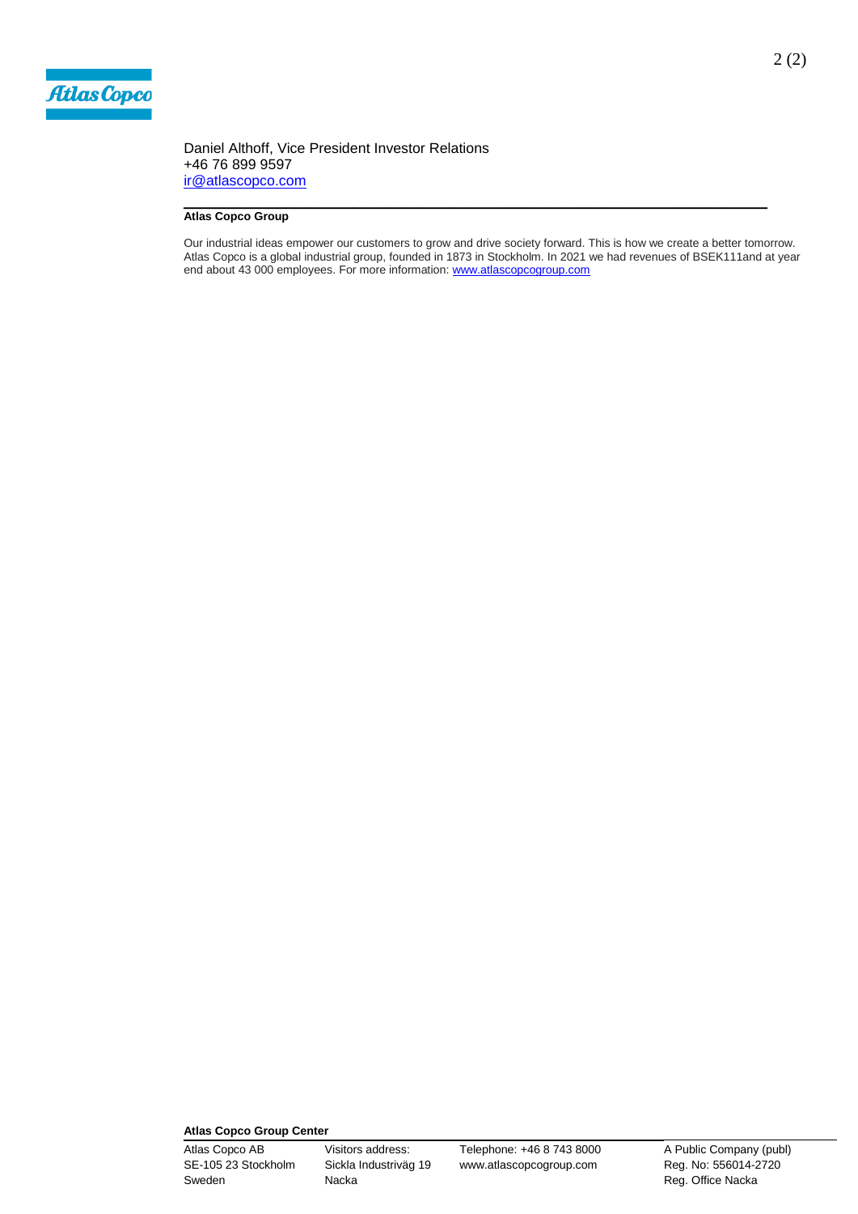Daniel Althoff, Vice President Investor Relations
+46 76 899 9597
ir@atlascopco.com

**Atlas Copco Group**

Our industrial ideas empower our customers to grow and drive society forward. This is how we create a better tomorrow. Atlas Copco is a global industrial group, founded in 1873 in Stockholm. In 2021 we had revenues of BSEK111and at year end about 43 000 employees. For more information: www.atlascopcogroup.com

**Atlas Copco Group Center**

| | | | |
|---|---|---|---|
| Atlas Copco AB | Visitors address: | Telephone: +46 8 743 8000 | A Public Company (publ) |
| SE-105 23 Stockholm | Sickla Industriväg 19 | www.atlascopcogroup.com | Reg. No: 556014-2720 |
| Sweden | Nacka | | Reg. Office Nacka |